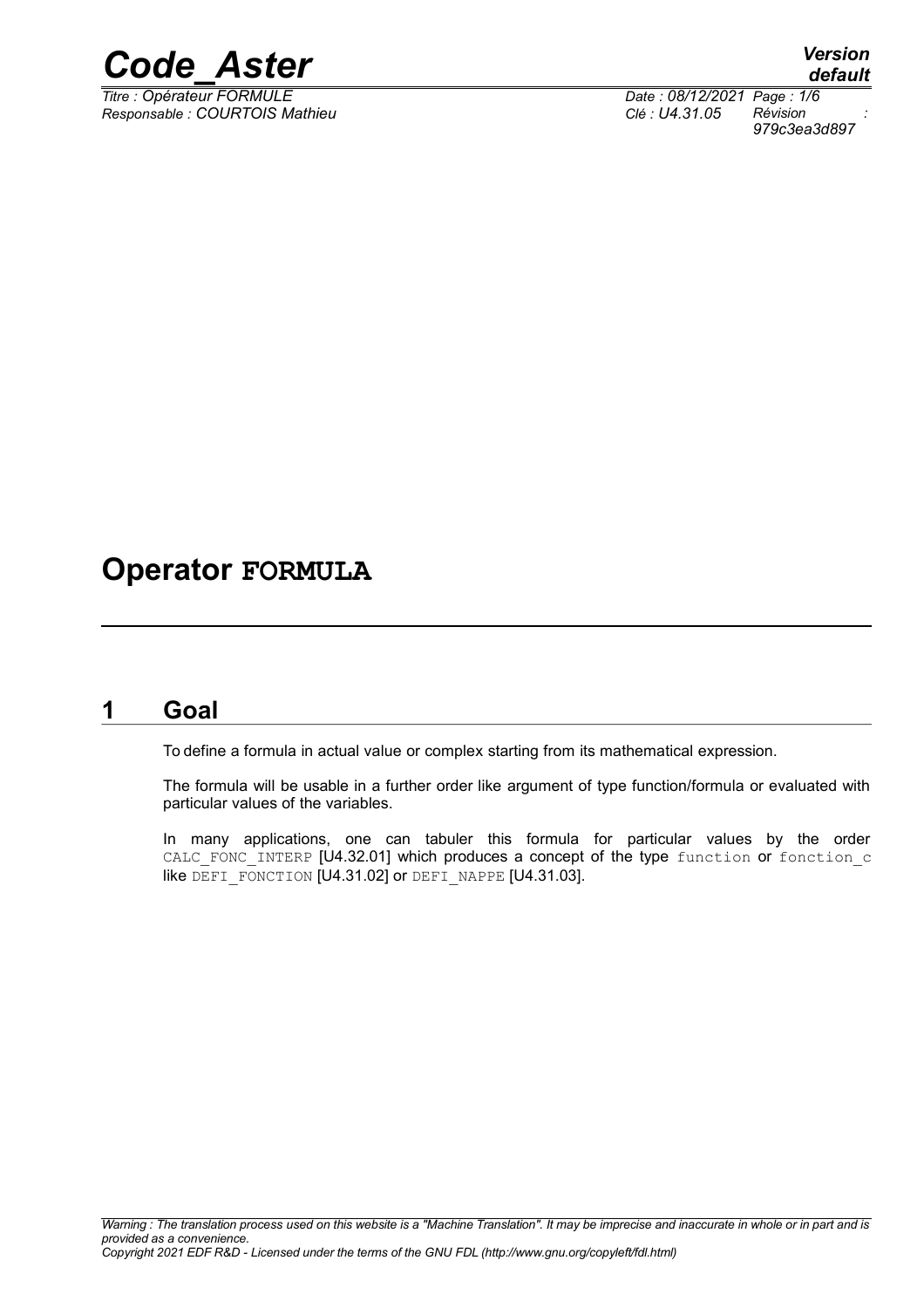# Operator FORMULA

## 1 Goal

To define a formula in actual value or complex starting from its mathematical expression.

The formula will be usable in a further order like argument of type function/formula or evaluated with particular values of the variables.

In many applications, one can tabuler this formula for particular values by the order CALC_FONC_INTERP [U4.32.01] which produces a concept of the type function or fonction_c like DEFI_FONCTION [U4.31.02] or DEFI_NAPPE [U4.31.03].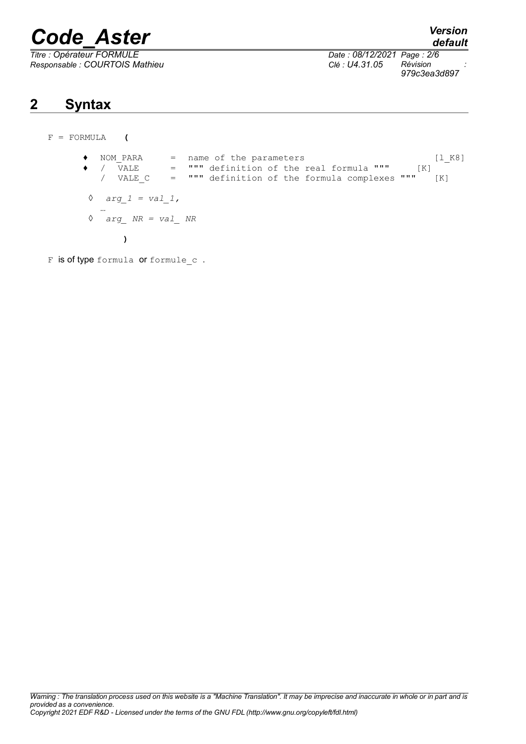## 2 Syntax

```
F = FORMULA  (

      ♦  NOM_PARA    =  name of the parameters                        [l_K8]
      ♦  / VALE      =  """ definition of the real formula """      [K]
         / VALE_C    =  """ definition of the formula complexes """   [K]

      ◊  arg_1 = val_1,
         …
      ◊  arg_ NR = val_ NR

         )
```

F is of type formula or formule_c .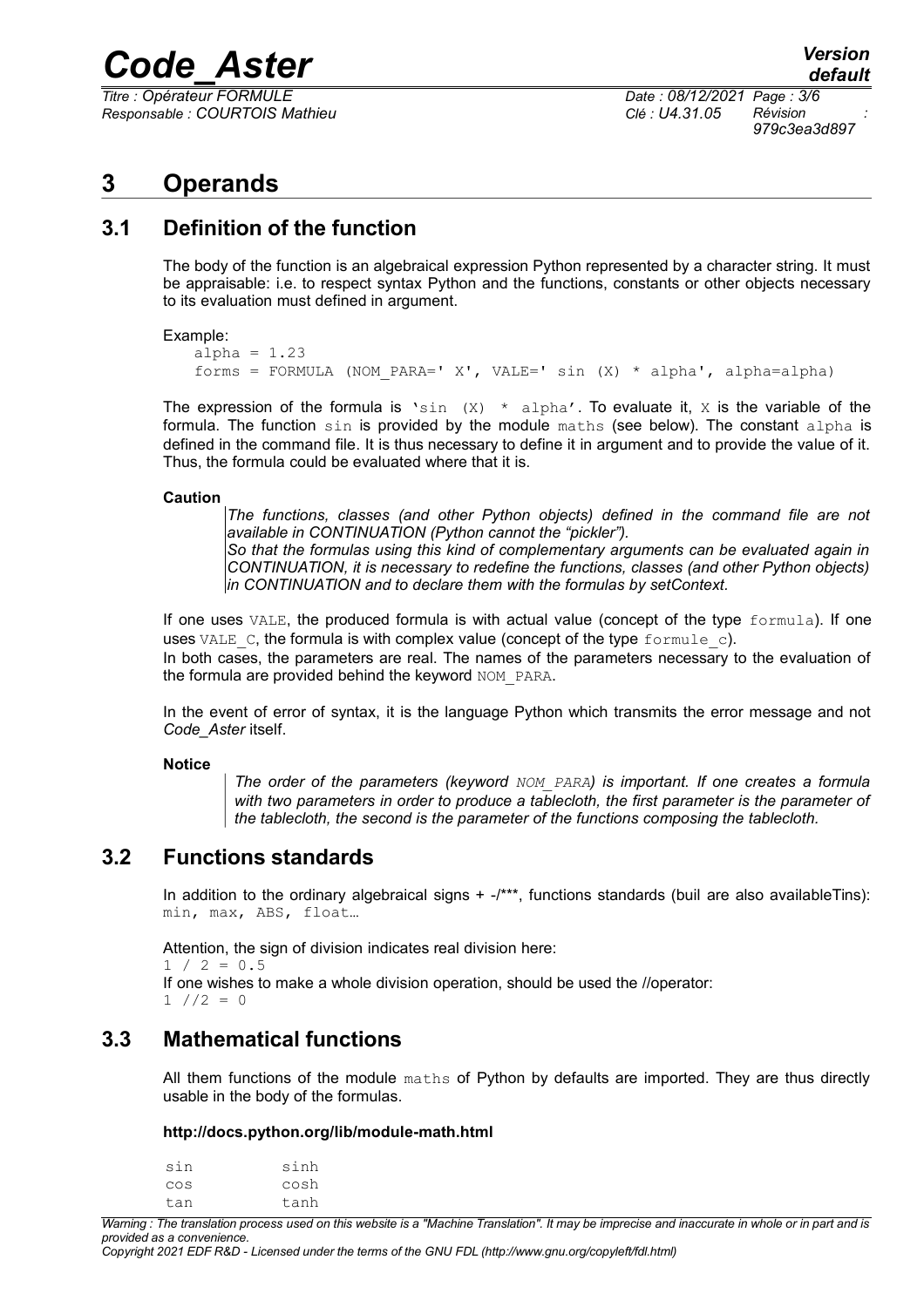# 3 Operands

## 3.1 Definition of the function

The body of the function is an algebraical expression Python represented by a character string. It must be appraisable: i.e. to respect syntax Python and the functions, constants or other objects necessary to its evaluation must defined in argument.

Example:

```
alpha = 1.23
forms = FORMULA (NOM_PARA=' X', VALE=' sin (X) * alpha', alpha=alpha)
```

The expression of the formula is `'sin (X) * alpha'`. To evaluate it, `X` is the variable of the formula. The function `sin` is provided by the module `maths` (see below). The constant `alpha` is defined in the command file. It is thus necessary to define it in argument and to provide the value of it. Thus, the formula could be evaluated where that it is.

**Caution**

> *The functions, classes (and other Python objects) defined in the command file are not available in CONTINUATION (Python cannot the "pickler").*
> *So that the formulas using this kind of complementary arguments can be evaluated again in CONTINUATION, it is necessary to redefine the functions, classes (and other Python objects) in CONTINUATION and to declare them with the formulas by setContext.*

If one uses `VALE`, the produced formula is with actual value (concept of the type `formula`). If one uses `VALE_C`, the formula is with complex value (concept of the type `formule_c`).
In both cases, the parameters are real. The names of the parameters necessary to the evaluation of the formula are provided behind the keyword `NOM_PARA`.

In the event of error of syntax, it is the language Python which transmits the error message and not *Code_Aster* itself.

**Notice**

> *The order of the parameters (keyword `NOM_PARA`) is important. If one creates a formula with two parameters in order to produce a tablecloth, the first parameter is the parameter of the tablecloth, the second is the parameter of the functions composing the tablecloth.*

## 3.2 Functions standards

In addition to the ordinary algebraical signs + -/***, functions standards (buil are also availableTins): `min, max, ABS, float…`

Attention, the sign of division indicates real division here:
`1 / 2 = 0.5`
If one wishes to make a whole division operation, should be used the //operator:
`1 //2 = 0`

## 3.3 Mathematical functions

All them functions of the module `maths` of Python by defaults are imported. They are thus directly usable in the body of the formulas.

**http://docs.python.org/lib/module-math.html**

```
sin      sinh
cos      cosh
tan      tanh
```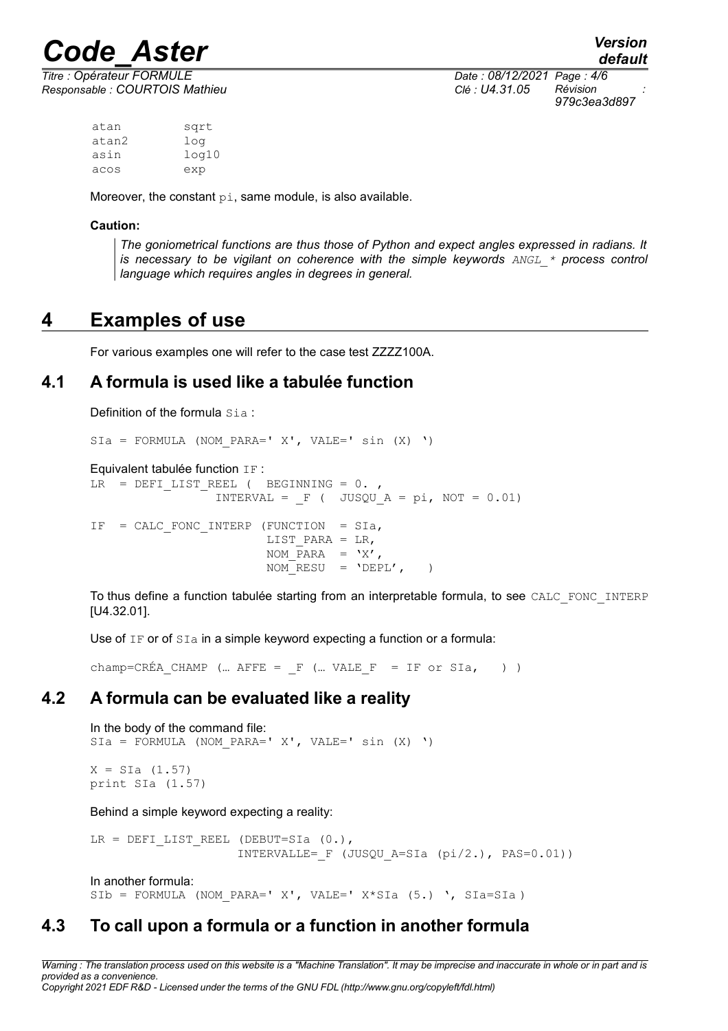```
atan        sqrt
atan2       log
asin        log10
acos        exp
```

Moreover, the constant `pi`, same module, is also available.

**Caution:**

> *The goniometrical functions are thus those of Python and expect angles expressed in radians. It is necessary to be vigilant on coherence with the simple keywords ANGL_* process control language which requires angles in degrees in general.*

# 4 Examples of use

For various examples one will refer to the case test ZZZZ100A.

## 4.1 A formula is used like a tabulée function

Definition of the formula `Sia` :

```
SIa = FORMULA (NOM_PARA=' X', VALE=' sin (X) ')
```

Equivalent tabulée function `IF` :

```
LR  = DEFI_LIST_REEL (  BEGINNING = 0. ,
                 INTERVAL = _F (  JUSQU_A = pi, NOT = 0.01)

IF  = CALC_FONC_INTERP (FUNCTION  = SIa,
                        LIST_PARA = LR,
                        NOM_PARA  = 'X',
                        NOM_RESU  = 'DEPL',   )
```

To thus define a function tabulée starting from an interpretable formula, to see `CALC_FONC_INTERP` [U4.32.01].

Use of `IF` or of `SIa` in a simple keyword expecting a function or a formula:

```
champ=CRÉA_CHAMP (… AFFE = _F (… VALE_F  = IF or SIa,   ) )
```

## 4.2 A formula can be evaluated like a reality

In the body of the command file:

```
SIa = FORMULA (NOM_PARA=' X', VALE=' sin (X) ')

X = SIa (1.57)
print SIa (1.57)
```

Behind a simple keyword expecting a reality:

```
LR = DEFI_LIST_REEL (DEBUT=SIa (0.),
                     INTERVALLE=_F (JUSQU_A=SIa (pi/2.), PAS=0.01))
```

In another formula:

```
SIb = FORMULA (NOM_PARA=' X', VALE=' X*SIa (5.) ', SIa=SIa )
```

## 4.3 To call upon a formula or a function in another formula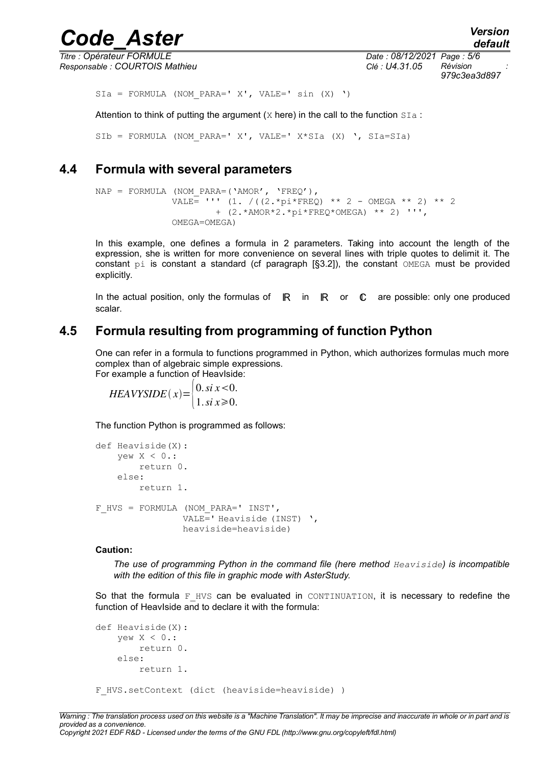```
SIa = FORMULA (NOM_PARA=' X', VALE=' sin (X) ')
```

Attention to think of putting the argument (X here) in the call to the function SIa :

```
SIb = FORMULA (NOM_PARA=' X', VALE=' X*SIa (X) ', SIa=SIa)
```

## 4.4 Formula with several parameters

```
NAP = FORMULA (NOM_PARA=('AMOR', 'FREQ'),
               VALE= ''' (1. /((2.*pi*FREQ) ** 2 - OMEGA ** 2) ** 2
                      + (2.*AMOR*2.*pi*FREQ*OMEGA) ** 2) ''',
               OMEGA=OMEGA)
```

In this example, one defines a formula in 2 parameters. Taking into account the length of the expression, she is written for more convenience on several lines with triple quotes to delimit it. The constant pi is constant a standard (cf paragraph [§3.2]), the constant OMEGA must be provided explicitly.

In the actual position, only the formulas of $\mathbb{R}$ in $\mathbb{R}$ or $\mathbb{C}$ are possible: only one produced scalar.

## 4.5 Formula resulting from programming of function Python

One can refer in a formula to functions programmed in Python, which authorizes formulas much more complex than of algebraic simple expressions.
For example a function of HeavIside:

$$HEAVYSIDE(x)=\begin{cases}0.\, si\, x<0.\\ 1.\, si\, x\geqslant 0.\end{cases}$$

The function Python is programmed as follows:

```
def Heaviside(X):
    yew X < 0.:
        return 0.
    else:
        return 1.

F_HVS = FORMULA (NOM_PARA=' INST',
                VALE=' Heaviside (INST) ',
                heaviside=heaviside)
```

**Caution:**

*The use of programming Python in the command file (here method Heaviside) is incompatible with the edition of this file in graphic mode with AsterStudy.*

So that the formula F_HVS can be evaluated in CONTINUATION, it is necessary to redefine the function of HeavIside and to declare it with the formula:

```
def Heaviside(X):
    yew X < 0.:
        return 0.
    else:
        return 1.

F_HVS.setContext (dict (heaviside=heaviside) )
```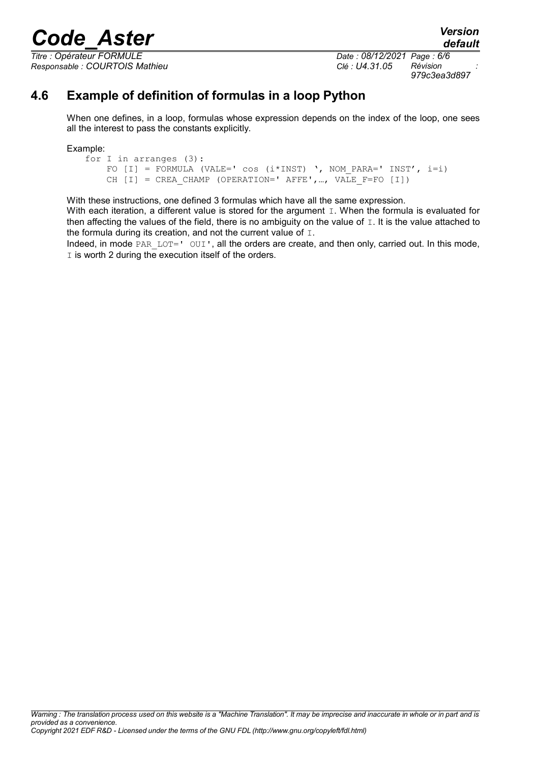## 4.6 Example of definition of formulas in a loop Python

When one defines, in a loop, formulas whose expression depends on the index of the loop, one sees all the interest to pass the constants explicitly.

Example:

```
for I in arranges (3):
    FO [I] = FORMULA (VALE=' cos (i*INST) ', NOM_PARA=' INST', i=i)
    CH [I] = CREA_CHAMP (OPERATION=' AFFE',…, VALE_F=FO [I])
```

With these instructions, one defined 3 formulas which have all the same expression.
With each iteration, a different value is stored for the argument `I`. When the formula is evaluated for then affecting the values of the field, there is no ambiguity on the value of `I`. It is the value attached to the formula during its creation, and not the current value of `I`.
Indeed, in mode `PAR_LOT=' OUI'`, all the orders are create, and then only, carried out. In this mode, `I` is worth 2 during the execution itself of the orders.